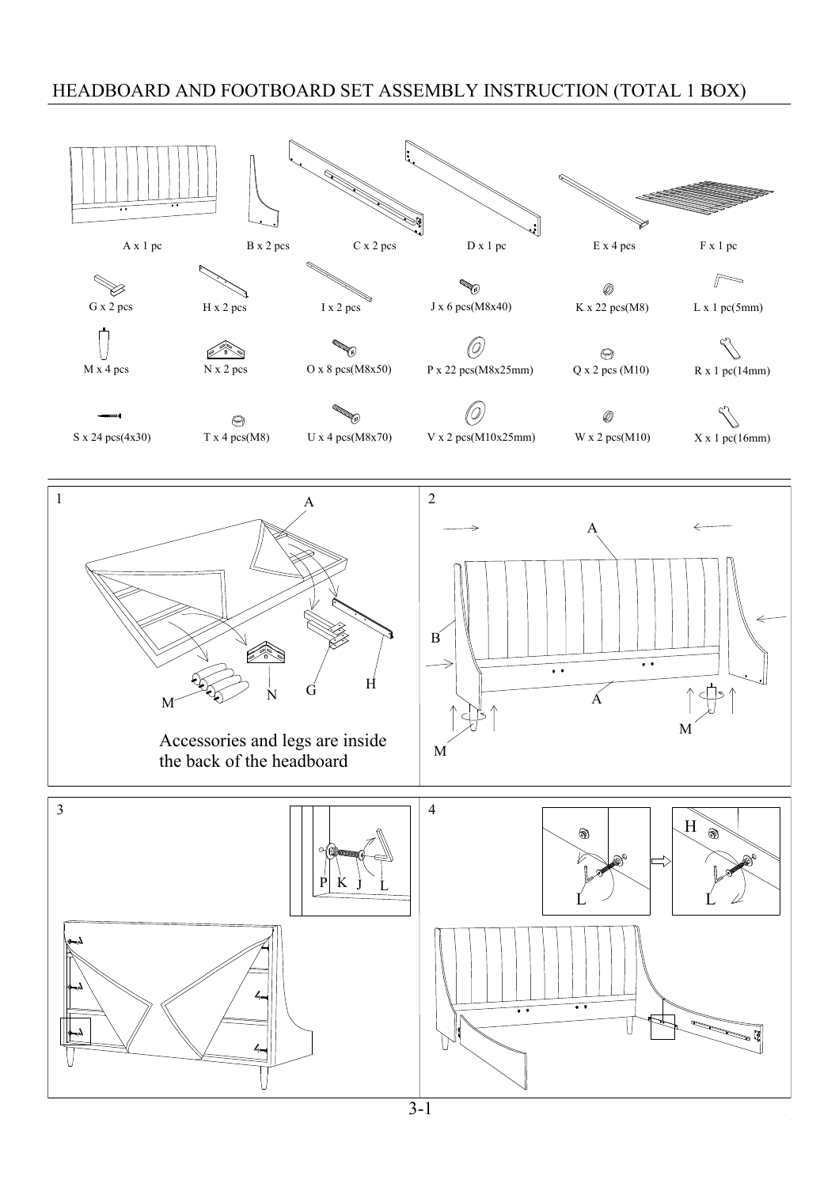# HEADBOARD AND FOOTBOARD SET ASSEMBLY INSTRUCTION (TOTAL 1 BOX)

A x 1 pc

B x 2 pcs

C x 2 pcs

D x 1 pc

E x 4 pcs

F x 1 pc

G x 2 pcs

H x 2 pcs

I x 2 pcs

J x 6 pcs(M8x40)

K x 22 pcs(M8)

L x 1 pc(5mm)

M x 4 pcs

N x 2 pcs

O x 8 pcs(M8x50)

P x 22 pcs(M8x25mm)

Q x 2 pcs (M10)

R x 1 pc(14mm)

S x 24 pcs(4x30)

T x 4 pcs(M8)

U x 4 pcs(M8x70)

V x 2 pcs(M10x25mm)

W x 2 pcs(M10)

X x 1 pc(16mm)

1

A

M N G H

Accessories and legs are inside the back of the headboard

2

A

B

A

M

M

3

P K J L

4

H

L L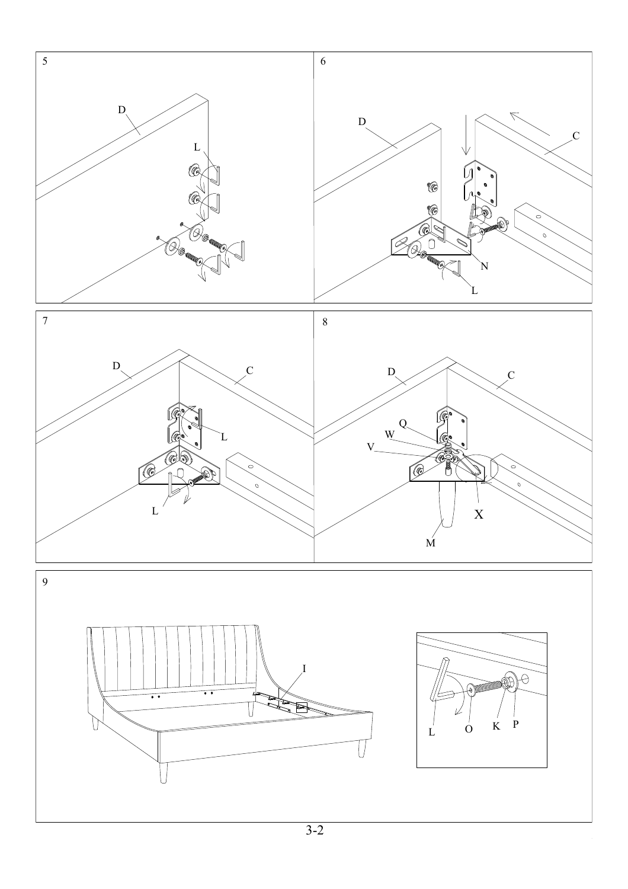5

D

L

6

D

C

N

L

7

D

C

L

L

8

D

C

Q

W

V

X

M

9

I

L O K P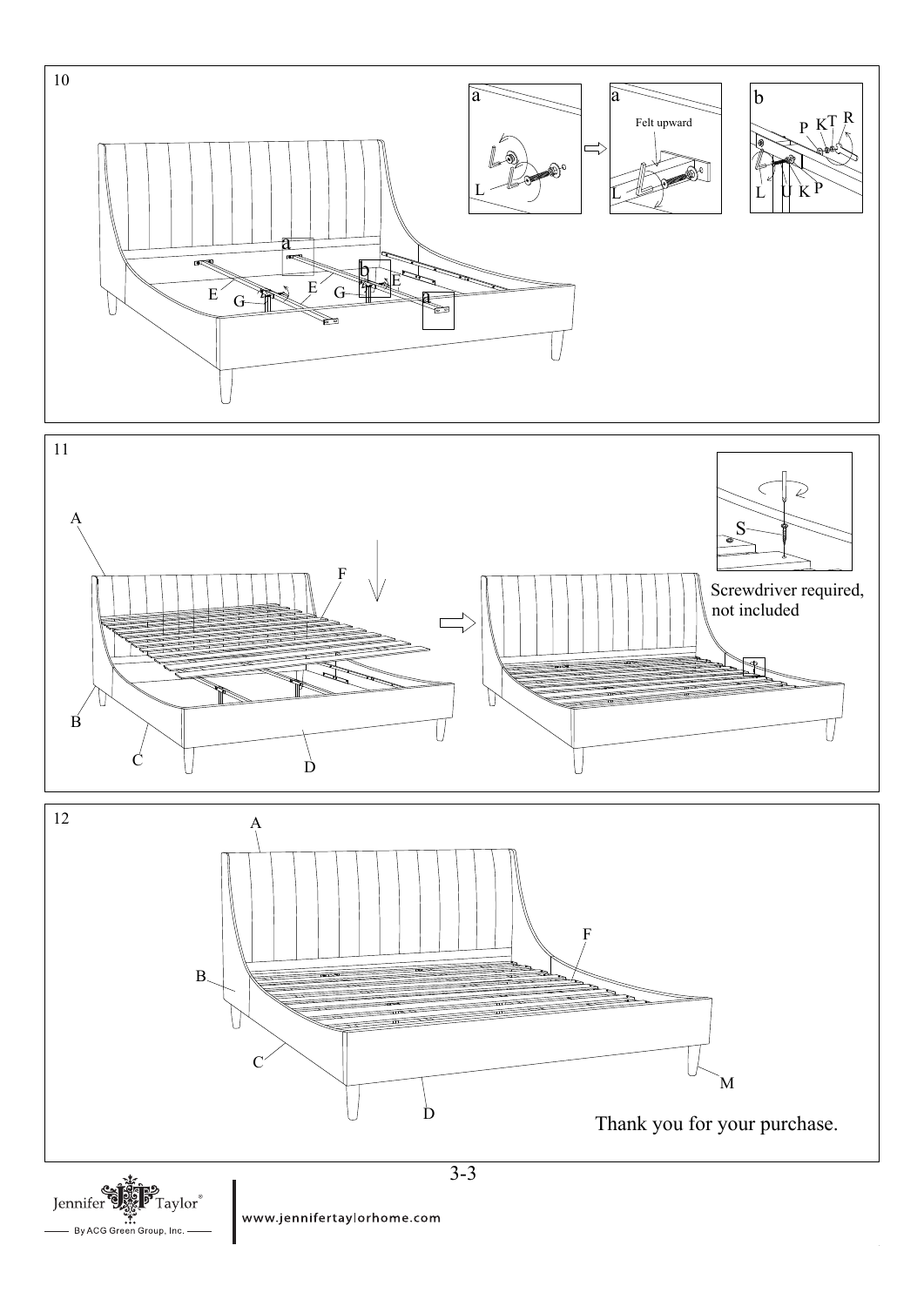10

a

a

Felt upward

b

P K T R

L

L

L U K P

a

b

E G E G E

a

11

A

F

S

Screwdriver required, not included

B

C

D

12

A

F

B

C

M

D

Thank you for your purchase.

Jennifer Taylor®

By ACG Green Group, Inc.

www.jennifertaylorhome.com